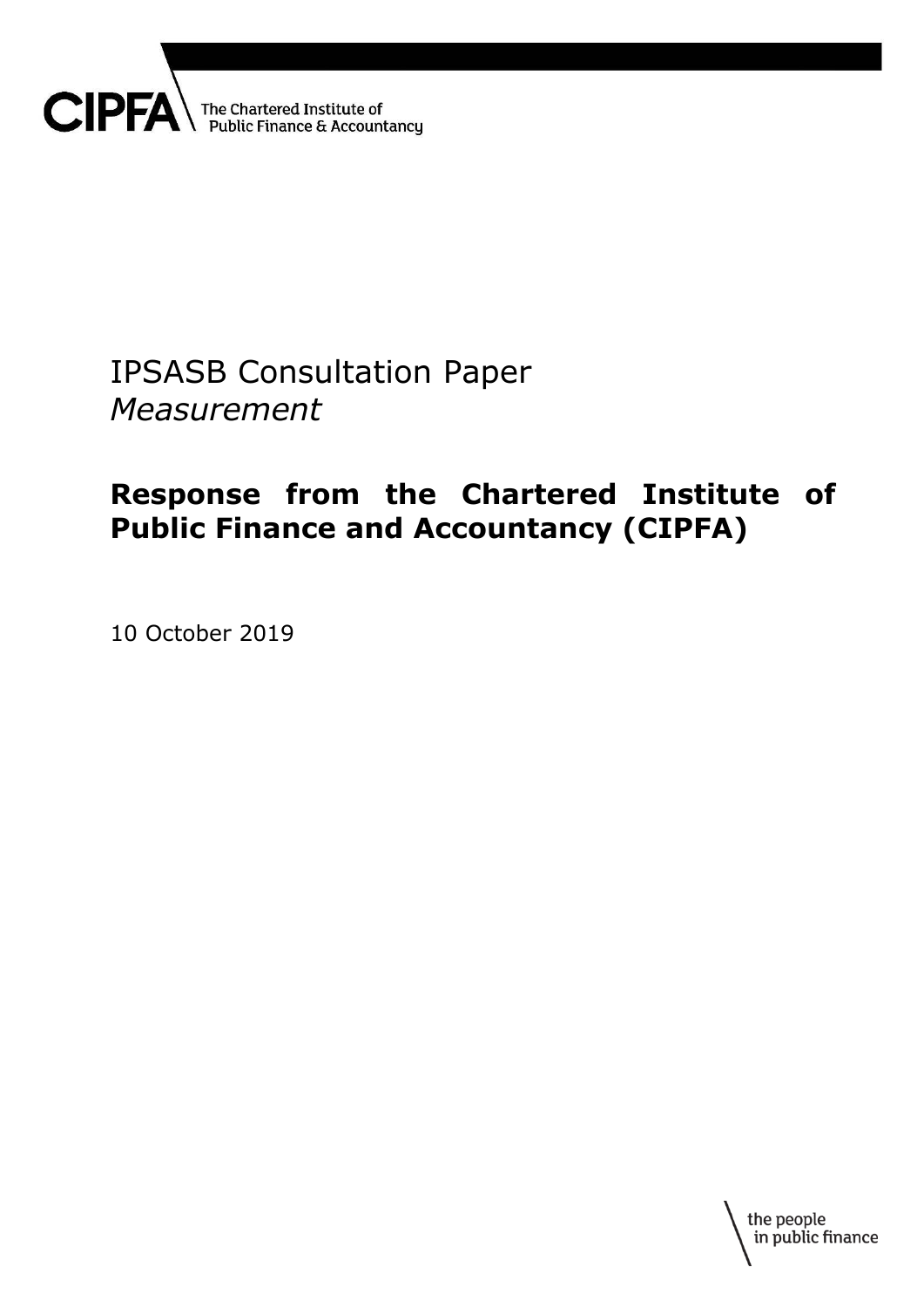CIPFA The Chartered Institute of Public Finance & Accountancy

# IPSASB Consultation Paper *Measurement*

## Response from the Chartered Institute of Public Finance and Accountancy (CIPFA)

10 October 2019

the people in public finance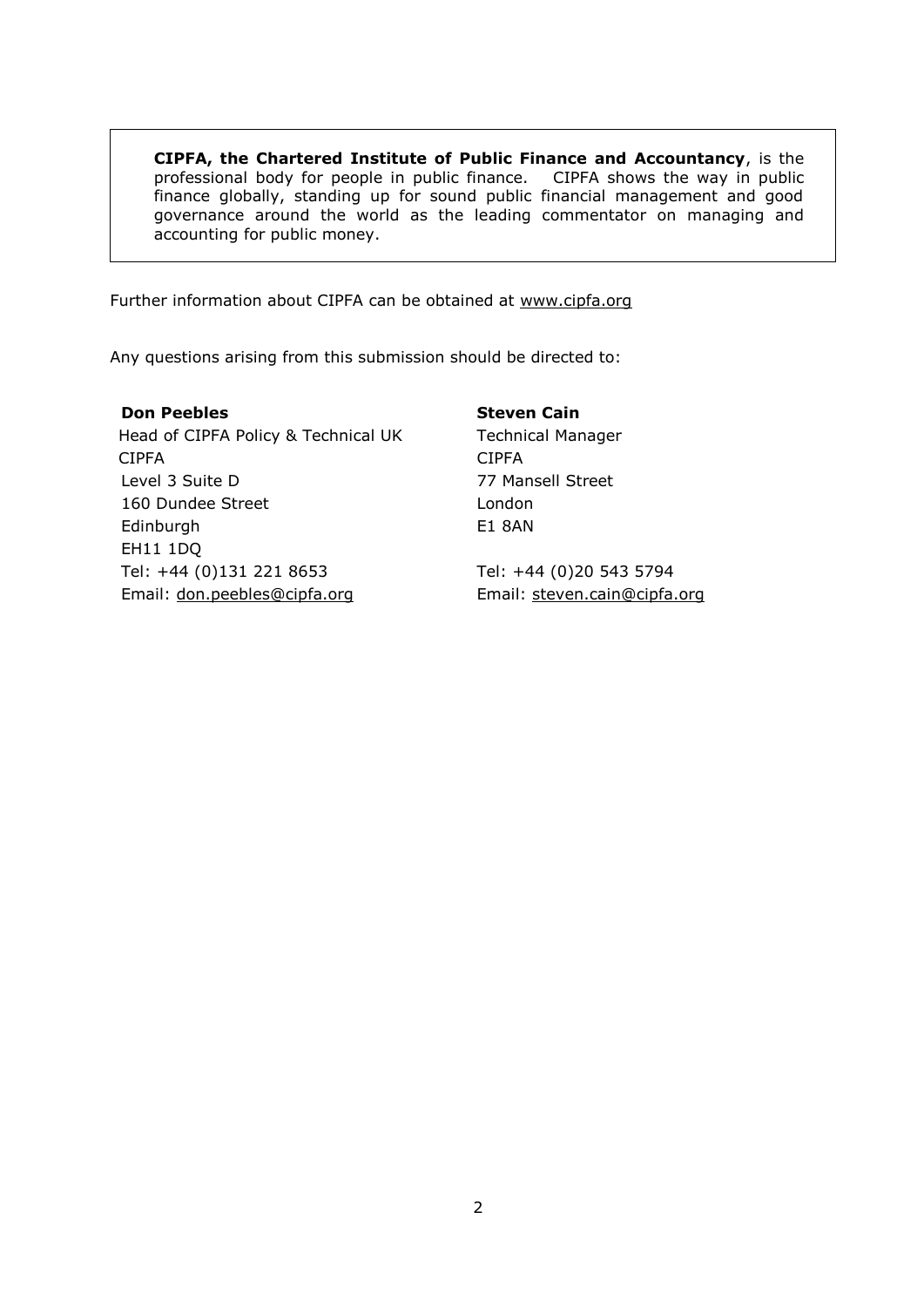**CIPFA, the Chartered Institute of Public Finance and Accountancy**, is the professional body for people in public finance. CIPFA shows the way in public finance globally, standing up for sound public financial management and good governance around the world as the leading commentator on managing and accounting for public money.

Further information about CIPFA can be obtained at www.cipfa.org

Any questions arising from this submission should be directed to:

**Don Peebles**
Head of CIPFA Policy & Technical UK
CIPFA
Level 3 Suite D
160 Dundee Street
Edinburgh
EH11 1DQ
Tel: +44 (0)131 221 8653
Email: don.peebles@cipfa.org

**Steven Cain**
Technical Manager
CIPFA
77 Mansell Street
London
E1 8AN

Tel: +44 (0)20 543 5794
Email: steven.cain@cipfa.org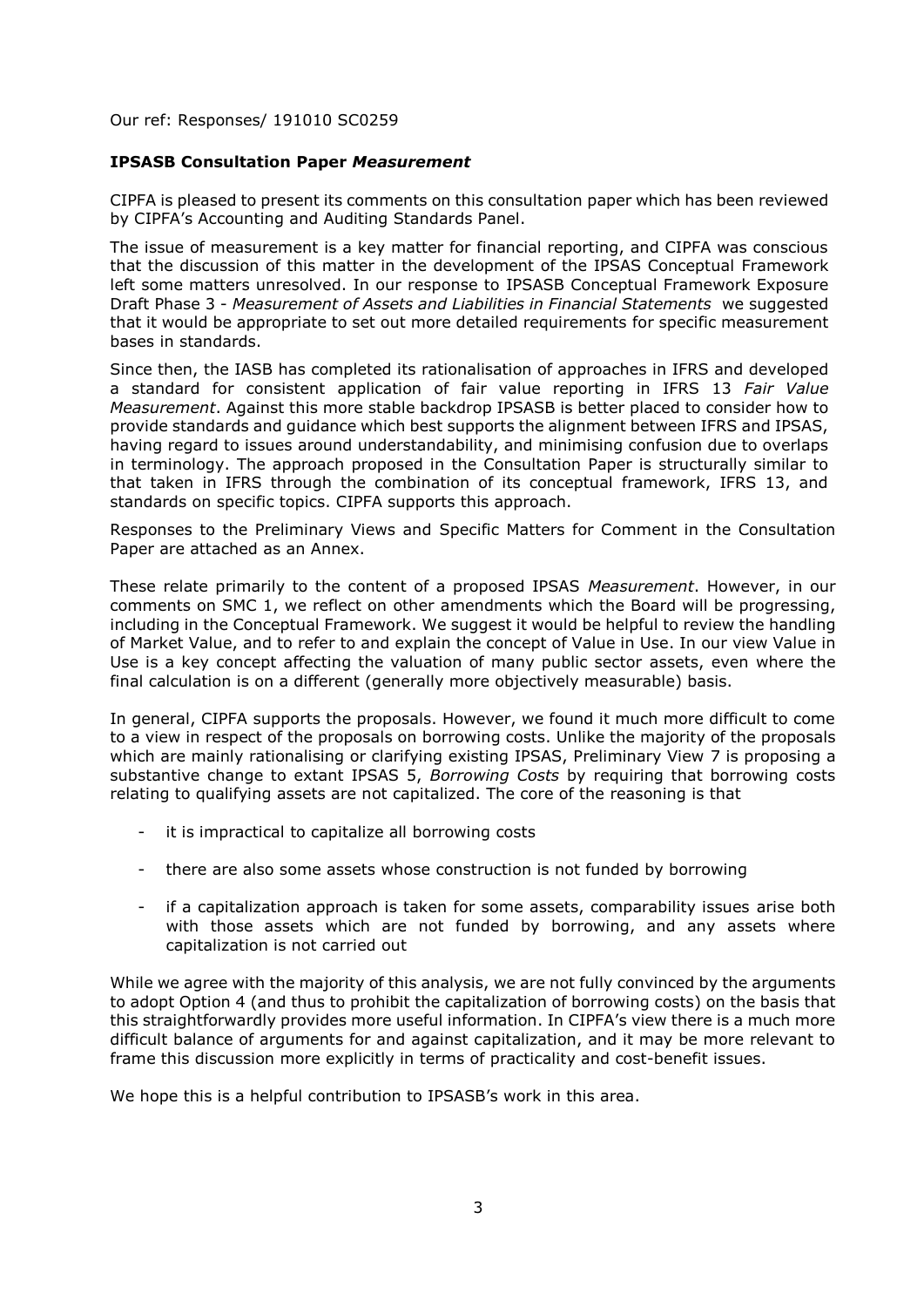Our ref: Responses/ 191010 SC0259

**IPSASB Consultation Paper *Measurement***

CIPFA is pleased to present its comments on this consultation paper which has been reviewed by CIPFA's Accounting and Auditing Standards Panel.

The issue of measurement is a key matter for financial reporting, and CIPFA was conscious that the discussion of this matter in the development of the IPSAS Conceptual Framework left some matters unresolved. In our response to IPSASB Conceptual Framework Exposure Draft Phase 3 - *Measurement of Assets and Liabilities in Financial Statements* we suggested that it would be appropriate to set out more detailed requirements for specific measurement bases in standards.

Since then, the IASB has completed its rationalisation of approaches in IFRS and developed a standard for consistent application of fair value reporting in IFRS 13 *Fair Value Measurement*. Against this more stable backdrop IPSASB is better placed to consider how to provide standards and guidance which best supports the alignment between IFRS and IPSAS, having regard to issues around understandability, and minimising confusion due to overlaps in terminology. The approach proposed in the Consultation Paper is structurally similar to that taken in IFRS through the combination of its conceptual framework, IFRS 13, and standards on specific topics. CIPFA supports this approach.

Responses to the Preliminary Views and Specific Matters for Comment in the Consultation Paper are attached as an Annex.

These relate primarily to the content of a proposed IPSAS *Measurement*. However, in our comments on SMC 1, we reflect on other amendments which the Board will be progressing, including in the Conceptual Framework. We suggest it would be helpful to review the handling of Market Value, and to refer to and explain the concept of Value in Use. In our view Value in Use is a key concept affecting the valuation of many public sector assets, even where the final calculation is on a different (generally more objectively measurable) basis.

In general, CIPFA supports the proposals. However, we found it much more difficult to come to a view in respect of the proposals on borrowing costs. Unlike the majority of the proposals which are mainly rationalising or clarifying existing IPSAS, Preliminary View 7 is proposing a substantive change to extant IPSAS 5, *Borrowing Costs* by requiring that borrowing costs relating to qualifying assets are not capitalized. The core of the reasoning is that

- it is impractical to capitalize all borrowing costs
- there are also some assets whose construction is not funded by borrowing
- if a capitalization approach is taken for some assets, comparability issues arise both with those assets which are not funded by borrowing, and any assets where capitalization is not carried out

While we agree with the majority of this analysis, we are not fully convinced by the arguments to adopt Option 4 (and thus to prohibit the capitalization of borrowing costs) on the basis that this straightforwardly provides more useful information. In CIPFA's view there is a much more difficult balance of arguments for and against capitalization, and it may be more relevant to frame this discussion more explicitly in terms of practicality and cost-benefit issues.

We hope this is a helpful contribution to IPSASB's work in this area.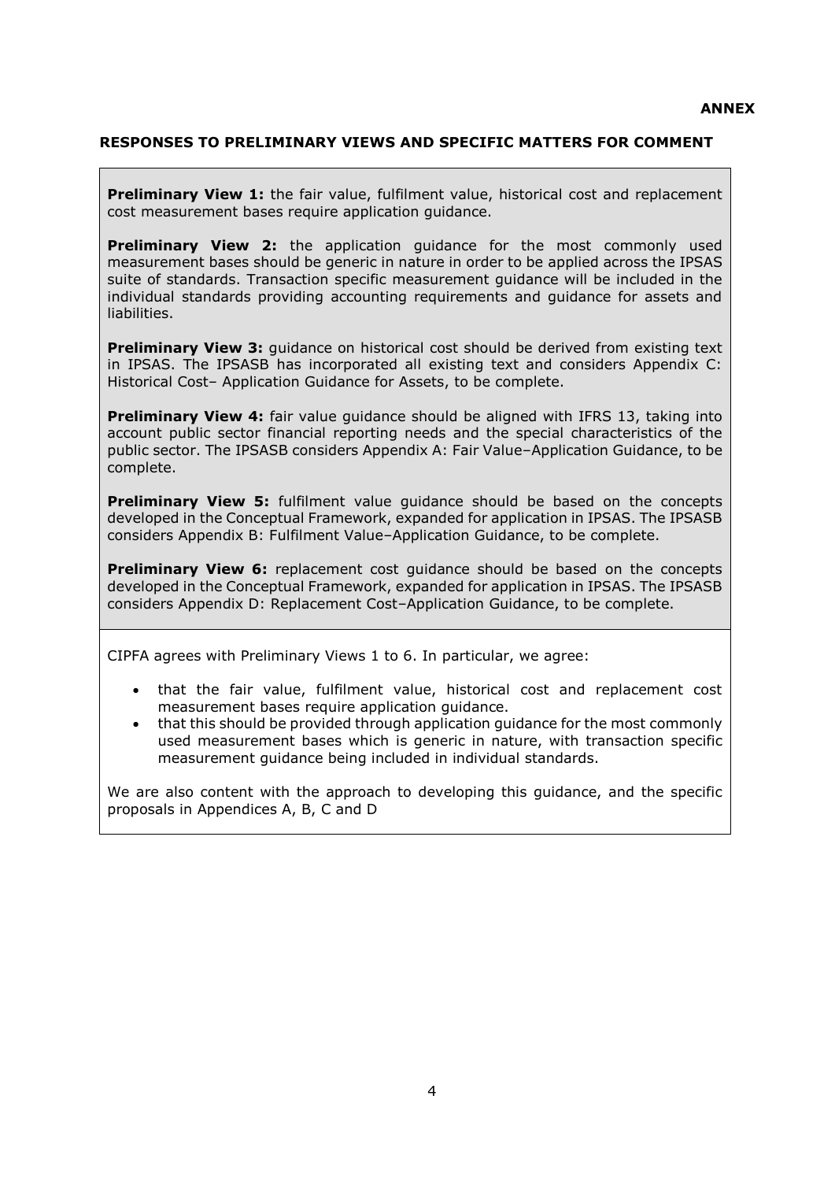**ANNEX**

## RESPONSES TO PRELIMINARY VIEWS AND SPECIFIC MATTERS FOR COMMENT

**Preliminary View 1:** the fair value, fulfilment value, historical cost and replacement cost measurement bases require application guidance.

**Preliminary View 2:** the application guidance for the most commonly used measurement bases should be generic in nature in order to be applied across the IPSAS suite of standards. Transaction specific measurement guidance will be included in the individual standards providing accounting requirements and guidance for assets and liabilities.

**Preliminary View 3:** guidance on historical cost should be derived from existing text in IPSAS. The IPSASB has incorporated all existing text and considers Appendix C: Historical Cost– Application Guidance for Assets, to be complete.

**Preliminary View 4:** fair value guidance should be aligned with IFRS 13, taking into account public sector financial reporting needs and the special characteristics of the public sector. The IPSASB considers Appendix A: Fair Value–Application Guidance, to be complete.

**Preliminary View 5:** fulfilment value guidance should be based on the concepts developed in the Conceptual Framework, expanded for application in IPSAS. The IPSASB considers Appendix B: Fulfilment Value–Application Guidance, to be complete.

**Preliminary View 6:** replacement cost guidance should be based on the concepts developed in the Conceptual Framework, expanded for application in IPSAS. The IPSASB considers Appendix D: Replacement Cost–Application Guidance, to be complete.

CIPFA agrees with Preliminary Views 1 to 6. In particular, we agree:

- that the fair value, fulfilment value, historical cost and replacement cost measurement bases require application guidance.
- that this should be provided through application guidance for the most commonly used measurement bases which is generic in nature, with transaction specific measurement guidance being included in individual standards.

We are also content with the approach to developing this guidance, and the specific proposals in Appendices A, B, C and D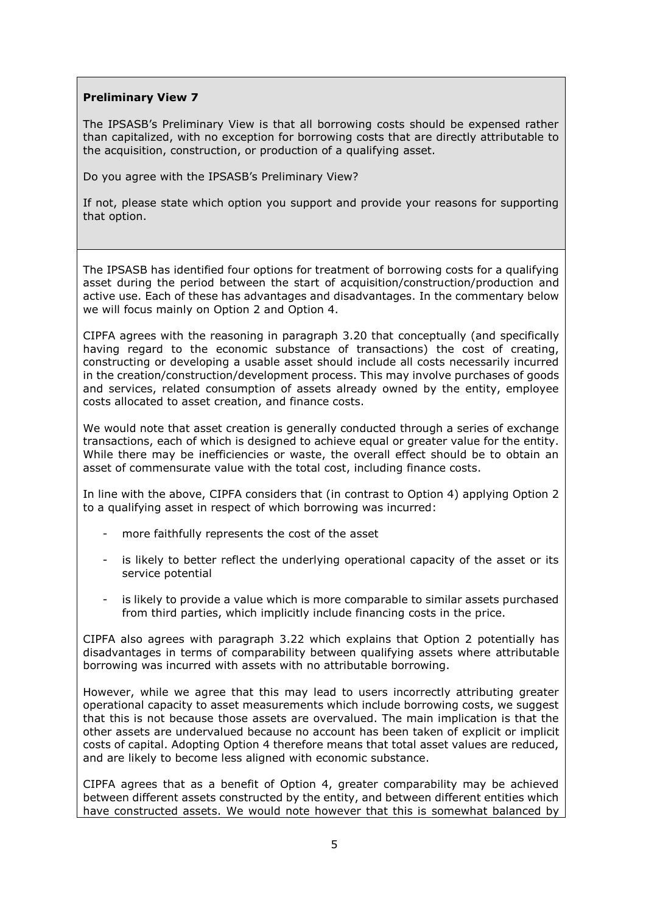**Preliminary View 7**

The IPSASB's Preliminary View is that all borrowing costs should be expensed rather than capitalized, with no exception for borrowing costs that are directly attributable to the acquisition, construction, or production of a qualifying asset.

Do you agree with the IPSASB's Preliminary View?

If not, please state which option you support and provide your reasons for supporting that option.

The IPSASB has identified four options for treatment of borrowing costs for a qualifying asset during the period between the start of acquisition/construction/production and active use. Each of these has advantages and disadvantages. In the commentary below we will focus mainly on Option 2 and Option 4.

CIPFA agrees with the reasoning in paragraph 3.20 that conceptually (and specifically having regard to the economic substance of transactions) the cost of creating, constructing or developing a usable asset should include all costs necessarily incurred in the creation/construction/development process. This may involve purchases of goods and services, related consumption of assets already owned by the entity, employee costs allocated to asset creation, and finance costs.

We would note that asset creation is generally conducted through a series of exchange transactions, each of which is designed to achieve equal or greater value for the entity. While there may be inefficiencies or waste, the overall effect should be to obtain an asset of commensurate value with the total cost, including finance costs.

In line with the above, CIPFA considers that (in contrast to Option 4) applying Option 2 to a qualifying asset in respect of which borrowing was incurred:

- more faithfully represents the cost of the asset
- is likely to better reflect the underlying operational capacity of the asset or its service potential
- is likely to provide a value which is more comparable to similar assets purchased from third parties, which implicitly include financing costs in the price.

CIPFA also agrees with paragraph 3.22 which explains that Option 2 potentially has disadvantages in terms of comparability between qualifying assets where attributable borrowing was incurred with assets with no attributable borrowing.

However, while we agree that this may lead to users incorrectly attributing greater operational capacity to asset measurements which include borrowing costs, we suggest that this is not because those assets are overvalued. The main implication is that the other assets are undervalued because no account has been taken of explicit or implicit costs of capital. Adopting Option 4 therefore means that total asset values are reduced, and are likely to become less aligned with economic substance.

CIPFA agrees that as a benefit of Option 4, greater comparability may be achieved between different assets constructed by the entity, and between different entities which have constructed assets. We would note however that this is somewhat balanced by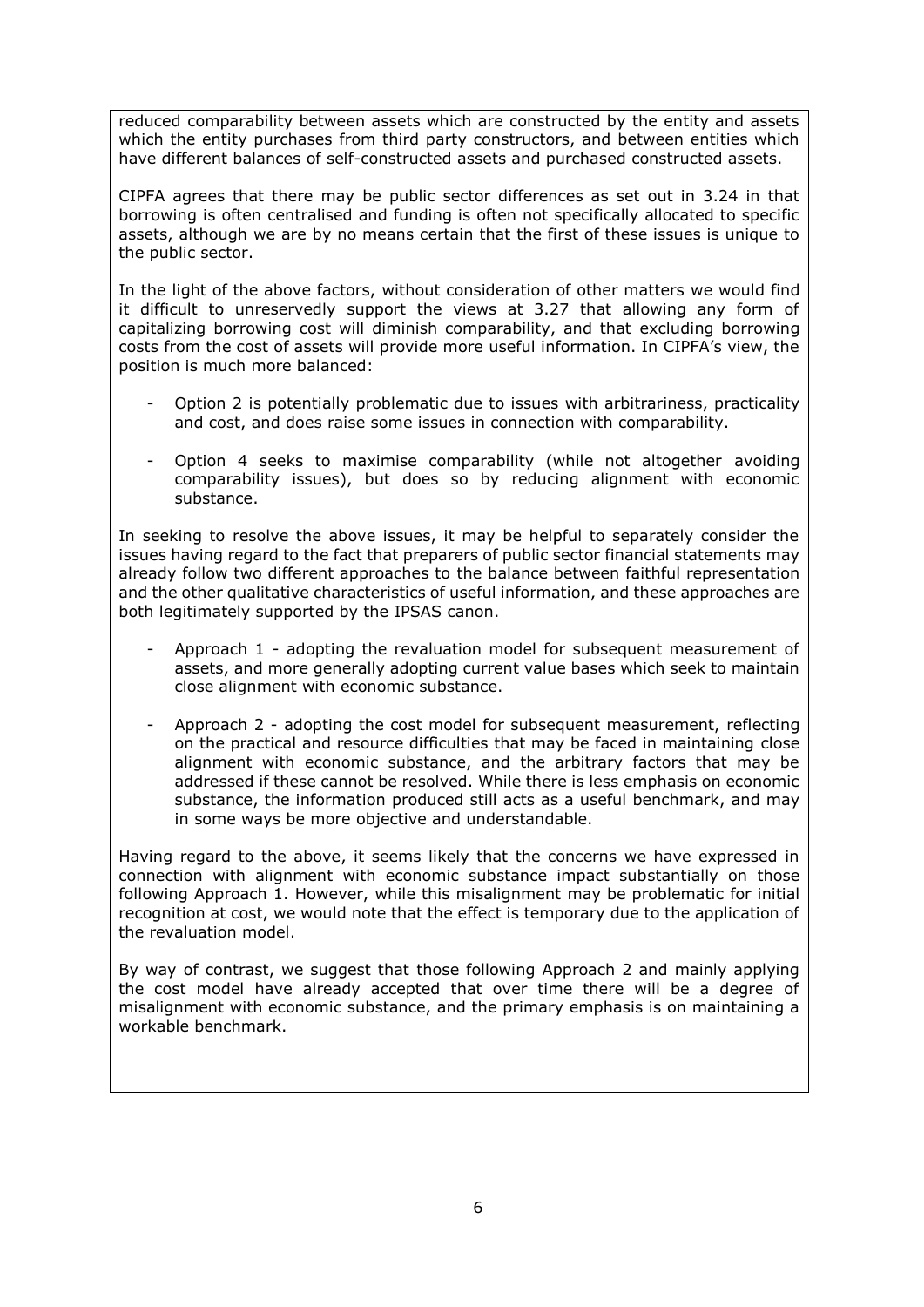reduced comparability between assets which are constructed by the entity and assets which the entity purchases from third party constructors, and between entities which have different balances of self-constructed assets and purchased constructed assets.

CIPFA agrees that there may be public sector differences as set out in 3.24 in that borrowing is often centralised and funding is often not specifically allocated to specific assets, although we are by no means certain that the first of these issues is unique to the public sector.

In the light of the above factors, without consideration of other matters we would find it difficult to unreservedly support the views at 3.27 that allowing any form of capitalizing borrowing cost will diminish comparability, and that excluding borrowing costs from the cost of assets will provide more useful information. In CIPFA's view, the position is much more balanced:

- Option 2 is potentially problematic due to issues with arbitrariness, practicality and cost, and does raise some issues in connection with comparability.
- Option 4 seeks to maximise comparability (while not altogether avoiding comparability issues), but does so by reducing alignment with economic substance.

In seeking to resolve the above issues, it may be helpful to separately consider the issues having regard to the fact that preparers of public sector financial statements may already follow two different approaches to the balance between faithful representation and the other qualitative characteristics of useful information, and these approaches are both legitimately supported by the IPSAS canon.

- Approach 1 - adopting the revaluation model for subsequent measurement of assets, and more generally adopting current value bases which seek to maintain close alignment with economic substance.
- Approach 2 - adopting the cost model for subsequent measurement, reflecting on the practical and resource difficulties that may be faced in maintaining close alignment with economic substance, and the arbitrary factors that may be addressed if these cannot be resolved. While there is less emphasis on economic substance, the information produced still acts as a useful benchmark, and may in some ways be more objective and understandable.

Having regard to the above, it seems likely that the concerns we have expressed in connection with alignment with economic substance impact substantially on those following Approach 1. However, while this misalignment may be problematic for initial recognition at cost, we would note that the effect is temporary due to the application of the revaluation model.

By way of contrast, we suggest that those following Approach 2 and mainly applying the cost model have already accepted that over time there will be a degree of misalignment with economic substance, and the primary emphasis is on maintaining a workable benchmark.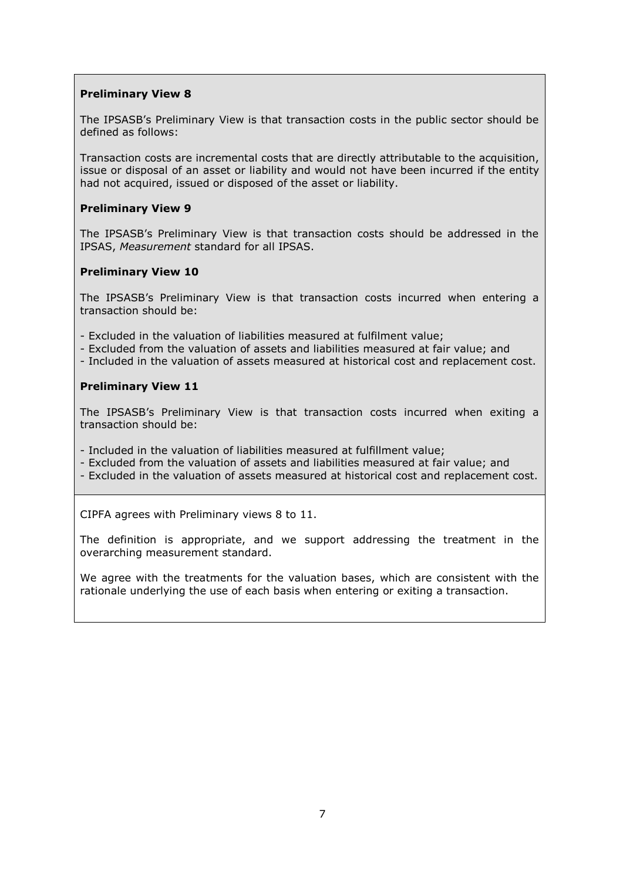**Preliminary View 8**

The IPSASB's Preliminary View is that transaction costs in the public sector should be defined as follows:

Transaction costs are incremental costs that are directly attributable to the acquisition, issue or disposal of an asset or liability and would not have been incurred if the entity had not acquired, issued or disposed of the asset or liability.

**Preliminary View 9**

The IPSASB's Preliminary View is that transaction costs should be addressed in the IPSAS, *Measurement* standard for all IPSAS.

**Preliminary View 10**

The IPSASB's Preliminary View is that transaction costs incurred when entering a transaction should be:

- Excluded in the valuation of liabilities measured at fulfilment value;
- Excluded from the valuation of assets and liabilities measured at fair value; and
- Included in the valuation of assets measured at historical cost and replacement cost.

**Preliminary View 11**

The IPSASB's Preliminary View is that transaction costs incurred when exiting a transaction should be:

- Included in the valuation of liabilities measured at fulfillment value;
- Excluded from the valuation of assets and liabilities measured at fair value; and
- Excluded in the valuation of assets measured at historical cost and replacement cost.

CIPFA agrees with Preliminary views 8 to 11.

The definition is appropriate, and we support addressing the treatment in the overarching measurement standard.

We agree with the treatments for the valuation bases, which are consistent with the rationale underlying the use of each basis when entering or exiting a transaction.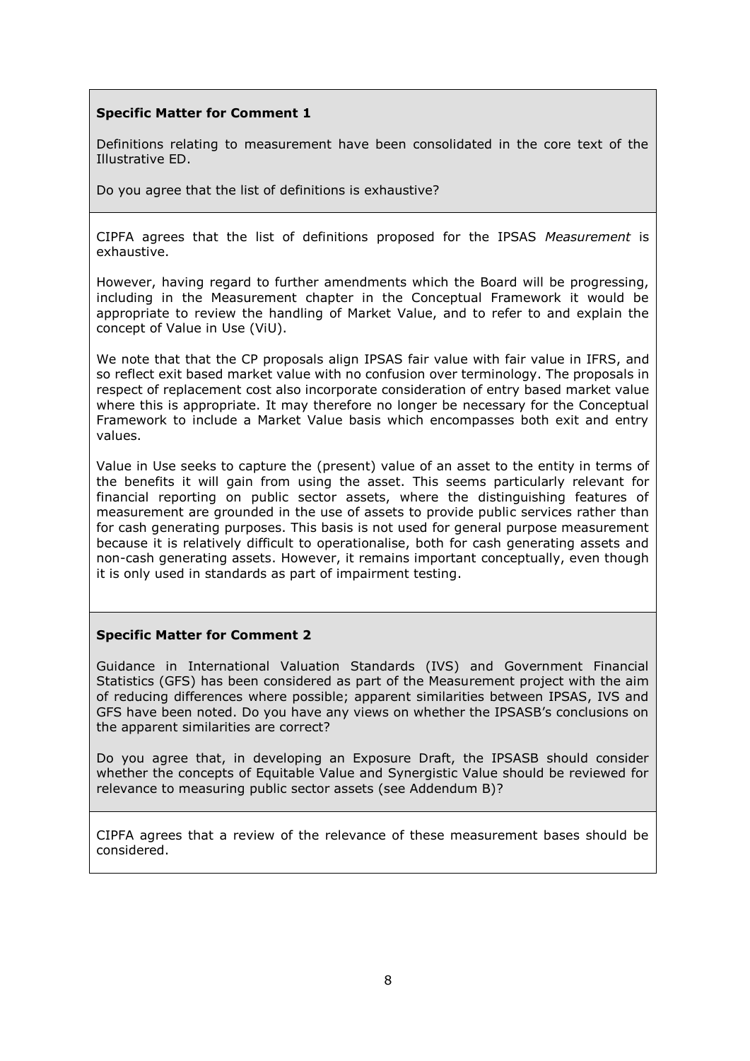**Specific Matter for Comment 1**

Definitions relating to measurement have been consolidated in the core text of the Illustrative ED.

Do you agree that the list of definitions is exhaustive?

CIPFA agrees that the list of definitions proposed for the IPSAS *Measurement* is exhaustive.

However, having regard to further amendments which the Board will be progressing, including in the Measurement chapter in the Conceptual Framework it would be appropriate to review the handling of Market Value, and to refer to and explain the concept of Value in Use (ViU).

We note that that the CP proposals align IPSAS fair value with fair value in IFRS, and so reflect exit based market value with no confusion over terminology. The proposals in respect of replacement cost also incorporate consideration of entry based market value where this is appropriate. It may therefore no longer be necessary for the Conceptual Framework to include a Market Value basis which encompasses both exit and entry values.

Value in Use seeks to capture the (present) value of an asset to the entity in terms of the benefits it will gain from using the asset. This seems particularly relevant for financial reporting on public sector assets, where the distinguishing features of measurement are grounded in the use of assets to provide public services rather than for cash generating purposes. This basis is not used for general purpose measurement because it is relatively difficult to operationalise, both for cash generating assets and non-cash generating assets. However, it remains important conceptually, even though it is only used in standards as part of impairment testing.

**Specific Matter for Comment 2**

Guidance in International Valuation Standards (IVS) and Government Financial Statistics (GFS) has been considered as part of the Measurement project with the aim of reducing differences where possible; apparent similarities between IPSAS, IVS and GFS have been noted. Do you have any views on whether the IPSASB's conclusions on the apparent similarities are correct?

Do you agree that, in developing an Exposure Draft, the IPSASB should consider whether the concepts of Equitable Value and Synergistic Value should be reviewed for relevance to measuring public sector assets (see Addendum B)?

CIPFA agrees that a review of the relevance of these measurement bases should be considered.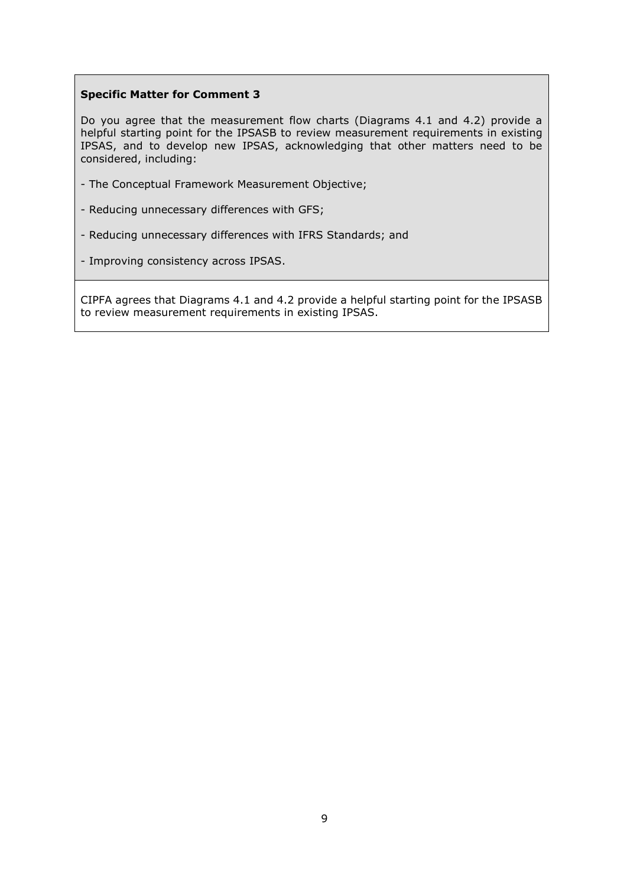**Specific Matter for Comment 3**

Do you agree that the measurement flow charts (Diagrams 4.1 and 4.2) provide a helpful starting point for the IPSASB to review measurement requirements in existing IPSAS, and to develop new IPSAS, acknowledging that other matters need to be considered, including:

- The Conceptual Framework Measurement Objective;

- Reducing unnecessary differences with GFS;

- Reducing unnecessary differences with IFRS Standards; and

- Improving consistency across IPSAS.

CIPFA agrees that Diagrams 4.1 and 4.2 provide a helpful starting point for the IPSASB to review measurement requirements in existing IPSAS.